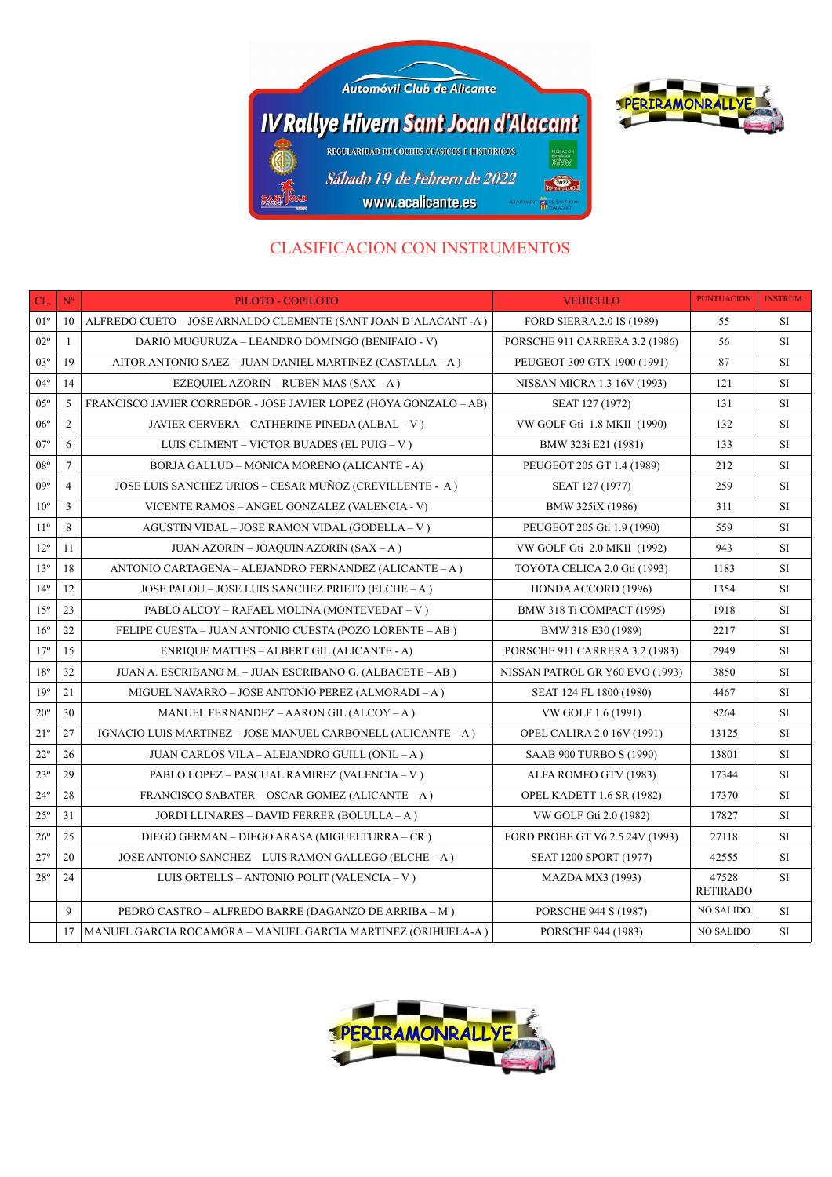Automóvil Club de Alicante

# IV Rallye Hivern Sant Joan d'Alacant

REGULARIDAD DE COCHES CLÁSICOS E HISTÓRICOS

Sábado 19 de Febrero de 2022

www.acalicante.es

PERIRAMONRALLYE

## CLASIFICACION CON INSTRUMENTOS

| CL. | Nº | PILOTO - COPILOTO | VEHICULO | PUNTUACION | INSTRUM. |
|---|---|---|---|---|---|
| 01º | 10 | ALFREDO CUETO – JOSE ARNALDO CLEMENTE (SANT JOAN D´ALACANT -A ) | FORD SIERRA 2.0 IS (1989) | 55 | SI |
| 02º | 1 | DARIO MUGURUZA – LEANDRO DOMINGO (BENIFAIO - V) | PORSCHE 911 CARRERA 3.2 (1986) | 56 | SI |
| 03º | 19 | AITOR ANTONIO SAEZ – JUAN DANIEL MARTINEZ (CASTALLA – A ) | PEUGEOT 309 GTX 1900 (1991) | 87 | SI |
| 04º | 14 | EZEQUIEL AZORIN – RUBEN MAS (SAX – A ) | NISSAN MICRA 1.3 16V (1993) | 121 | SI |
| 05º | 5 | FRANCISCO JAVIER CORREDOR - JOSE JAVIER LOPEZ (HOYA GONZALO – AB) | SEAT 127 (1972) | 131 | SI |
| 06º | 2 | JAVIER CERVERA – CATHERINE PINEDA (ALBAL – V ) | VW GOLF Gti 1.8 MKII (1990) | 132 | SI |
| 07º | 6 | LUIS CLIMENT – VICTOR BUADES (EL PUIG – V ) | BMW 323i E21 (1981) | 133 | SI |
| 08º | 7 | BORJA GALLUD – MONICA MORENO (ALICANTE - A) | PEUGEOT 205 GT 1.4 (1989) | 212 | SI |
| 09º | 4 | JOSE LUIS SANCHEZ URIOS – CESAR MUÑOZ (CREVILLENTE - A ) | SEAT 127 (1977) | 259 | SI |
| 10º | 3 | VICENTE RAMOS – ANGEL GONZALEZ (VALENCIA - V) | BMW 325iX (1986) | 311 | SI |
| 11º | 8 | AGUSTIN VIDAL – JOSE RAMON VIDAL (GODELLA – V ) | PEUGEOT 205 Gti 1.9 (1990) | 559 | SI |
| 12º | 11 | JUAN AZORIN – JOAQUIN AZORIN (SAX – A ) | VW GOLF Gti 2.0 MKII (1992) | 943 | SI |
| 13º | 18 | ANTONIO CARTAGENA – ALEJANDRO FERNANDEZ (ALICANTE – A ) | TOYOTA CELICA 2.0 Gti (1993) | 1183 | SI |
| 14º | 12 | JOSE PALOU – JOSE LUIS SANCHEZ PRIETO (ELCHE – A ) | HONDA ACCORD (1996) | 1354 | SI |
| 15º | 23 | PABLO ALCOY – RAFAEL MOLINA (MONTEVEDAT – V ) | BMW 318 Ti COMPACT (1995) | 1918 | SI |
| 16º | 22 | FELIPE CUESTA – JUAN ANTONIO CUESTA (POZO LORENTE – AB ) | BMW 318 E30 (1989) | 2217 | SI |
| 17º | 15 | ENRIQUE MATTES – ALBERT GIL (ALICANTE - A) | PORSCHE 911 CARRERA 3.2 (1983) | 2949 | SI |
| 18º | 32 | JUAN A. ESCRIBANO M. – JUAN ESCRIBANO G. (ALBACETE – AB ) | NISSAN PATROL GR Y60 EVO (1993) | 3850 | SI |
| 19º | 21 | MIGUEL NAVARRO – JOSE ANTONIO PEREZ (ALMORADI – A ) | SEAT 124 FL 1800 (1980) | 4467 | SI |
| 20º | 30 | MANUEL FERNANDEZ – AARON GIL (ALCOY – A ) | VW GOLF 1.6 (1991) | 8264 | SI |
| 21º | 27 | IGNACIO LUIS MARTINEZ – JOSE MANUEL CARBONELL (ALICANTE – A ) | OPEL CALIRA 2.0 16V (1991) | 13125 | SI |
| 22º | 26 | JUAN CARLOS VILA – ALEJANDRO GUILL (ONIL – A ) | SAAB 900 TURBO S (1990) | 13801 | SI |
| 23º | 29 | PABLO LOPEZ – PASCUAL RAMIREZ (VALENCIA – V ) | ALFA ROMEO GTV (1983) | 17344 | SI |
| 24º | 28 | FRANCISCO SABATER – OSCAR GOMEZ (ALICANTE – A ) | OPEL KADETT 1.6 SR (1982) | 17370 | SI |
| 25º | 31 | JORDI LLINARES – DAVID FERRER (BOLULLA – A ) | VW GOLF Gti 2.0 (1982) | 17827 | SI |
| 26º | 25 | DIEGO GERMAN – DIEGO ARASA (MIGUELTURRA – CR ) | FORD PROBE GT V6 2.5 24V (1993) | 27118 | SI |
| 27º | 20 | JOSE ANTONIO SANCHEZ – LUIS RAMON GALLEGO (ELCHE – A ) | SEAT 1200 SPORT (1977) | 42555 | SI |
| 28º | 24 | LUIS ORTELLS – ANTONIO POLIT (VALENCIA – V ) | MAZDA MX3 (1993) | 47528 RETIRADO | SI |
| | 9 | PEDRO CASTRO – ALFREDO BARRE (DAGANZO DE ARRIBA – M ) | PORSCHE 944 S (1987) | NO SALIDO | SI |
| | 17 | MANUEL GARCIA ROCAMORA – MANUEL GARCIA MARTINEZ (ORIHUELA-A ) | PORSCHE 944 (1983) | NO SALIDO | SI |

PERIRAMONRALLYE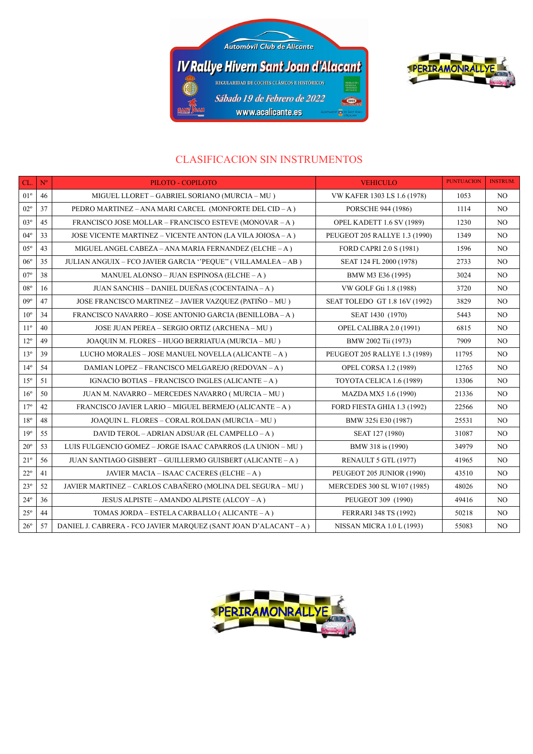# IV Rallye Hivern Sant Joan d'Alacant

Automóvil Club de Alicante

REGULARIDAD DE COCHES CLÁSICOS E HISTÓRICOS

Sábado 19 de Febrero de 2022

www.acalicante.es

## CLASIFICACION SIN INSTRUMENTOS

| CL. | Nº | PILOTO - COPILOTO | VEHICULO | PUNTUACION | INSTRUM. |
|---|---|---|---|---|---|
| 01º | 46 | MIGUEL LLORET – GABRIEL SORIANO (MURCIA – MU ) | VW KAFER 1303 LS 1.6 (1978) | 1053 | NO |
| 02º | 37 | PEDRO MARTINEZ – ANA MARI CARCEL (MONFORTE DEL CID – A ) | PORSCHE 944 (1986) | 1114 | NO |
| 03º | 45 | FRANCISCO JOSE MOLLAR – FRANCISCO ESTEVE (MONOVAR – A ) | OPEL KADETT 1.6 SV (1989) | 1230 | NO |
| 04º | 33 | JOSE VICENTE MARTINEZ – VICENTE ANTON (LA VILA JOIOSA – A ) | PEUGEOT 205 RALLYE 1.3 (1990) | 1349 | NO |
| 05º | 43 | MIGUEL ANGEL CABEZA – ANA MARIA FERNANDEZ (ELCHE – A ) | FORD CAPRI 2.0 S (1981) | 1596 | NO |
| 06º | 35 | JULIAN ANGUIX – FCO JAVIER GARCIA ''PEQUE'' ( VILLAMALEA – AB ) | SEAT 124 FL 2000 (1978) | 2733 | NO |
| 07º | 38 | MANUEL ALONSO – JUAN ESPINOSA (ELCHE – A ) | BMW M3 E36 (1995) | 3024 | NO |
| 08º | 16 | JUAN SANCHIS – DANIEL DUEÑAS (COCENTAINA – A ) | VW GOLF Gti 1.8 (1988) | 3720 | NO |
| 09º | 47 | JOSE FRANCISCO MARTINEZ – JAVIER VAZQUEZ (PATIÑO – MU ) | SEAT TOLEDO GT 1.8 16V (1992) | 3829 | NO |
| 10º | 34 | FRANCISCO NAVARRO – JOSE ANTONIO GARCIA (BENILLOBA – A ) | SEAT 1430 (1970) | 5443 | NO |
| 11º | 40 | JOSE JUAN PEREA – SERGIO ORTIZ (ARCHENA – MU ) | OPEL CALIBRA 2.0 (1991) | 6815 | NO |
| 12º | 49 | JOAQUIN M. FLORES – HUGO BERRIATUA (MURCIA – MU ) | BMW 2002 Tii (1973) | 7909 | NO |
| 13º | 39 | LUCHO MORALES – JOSE MANUEL NOVELLA (ALICANTE – A ) | PEUGEOT 205 RALLYE 1.3 (1989) | 11795 | NO |
| 14º | 54 | DAMIAN LOPEZ – FRANCISCO MELGAREJO (REDOVAN – A ) | OPEL CORSA 1.2 (1989) | 12765 | NO |
| 15º | 51 | IGNACIO BOTIAS – FRANCISCO INGLES (ALICANTE – A ) | TOYOTA CELICA 1.6 (1989) | 13306 | NO |
| 16º | 50 | JUAN M. NAVARRO – MERCEDES NAVARRO ( MURCIA – MU ) | MAZDA MX5 1.6 (1990) | 21336 | NO |
| 17º | 42 | FRANCISCO JAVIER LARIO – MIGUEL BERMEJO (ALICANTE – A ) | FORD FIESTA GHIA 1.3 (1992) | 22566 | NO |
| 18º | 48 | JOAQUIN L. FLORES – CORAL ROLDAN (MURCIA – MU ) | BMW 325i E30 (1987) | 25531 | NO |
| 19º | 55 | DAVID TEROL – ADRIAN ADSUAR (EL CAMPELLO – A ) | SEAT 127 (1980) | 31087 | NO |
| 20º | 53 | LUIS FULGENCIO GOMEZ – JORGE ISAAC CAPARROS (LA UNION – MU ) | BMW 318 is (1990) | 34979 | NO |
| 21º | 56 | JUAN SANTIAGO GISBERT – GUILLERMO GUISBERT (ALICANTE – A ) | RENAULT 5 GTL (1977) | 41965 | NO |
| 22º | 41 | JAVIER MACIA – ISAAC CACERES (ELCHE – A ) | PEUGEOT 205 JUNIOR (1990) | 43510 | NO |
| 23º | 52 | JAVIER MARTINEZ – CARLOS CABAÑERO (MOLINA DEL SEGURA – MU ) | MERCEDES 300 SL W107 (1985) | 48026 | NO |
| 24º | 36 | JESUS ALPISTE – AMANDO ALPISTE (ALCOY – A ) | PEUGEOT 309 (1990) | 49416 | NO |
| 25º | 44 | TOMAS JORDA – ESTELA CARBALLO ( ALICANTE – A ) | FERRARI 348 TS (1992) | 50218 | NO |
| 26º | 57 | DANIEL J. CABRERA - FCO JAVIER MARQUEZ (SANT JOAN D'ALACANT – A ) | NISSAN MICRA 1.0 L (1993) | 55083 | NO |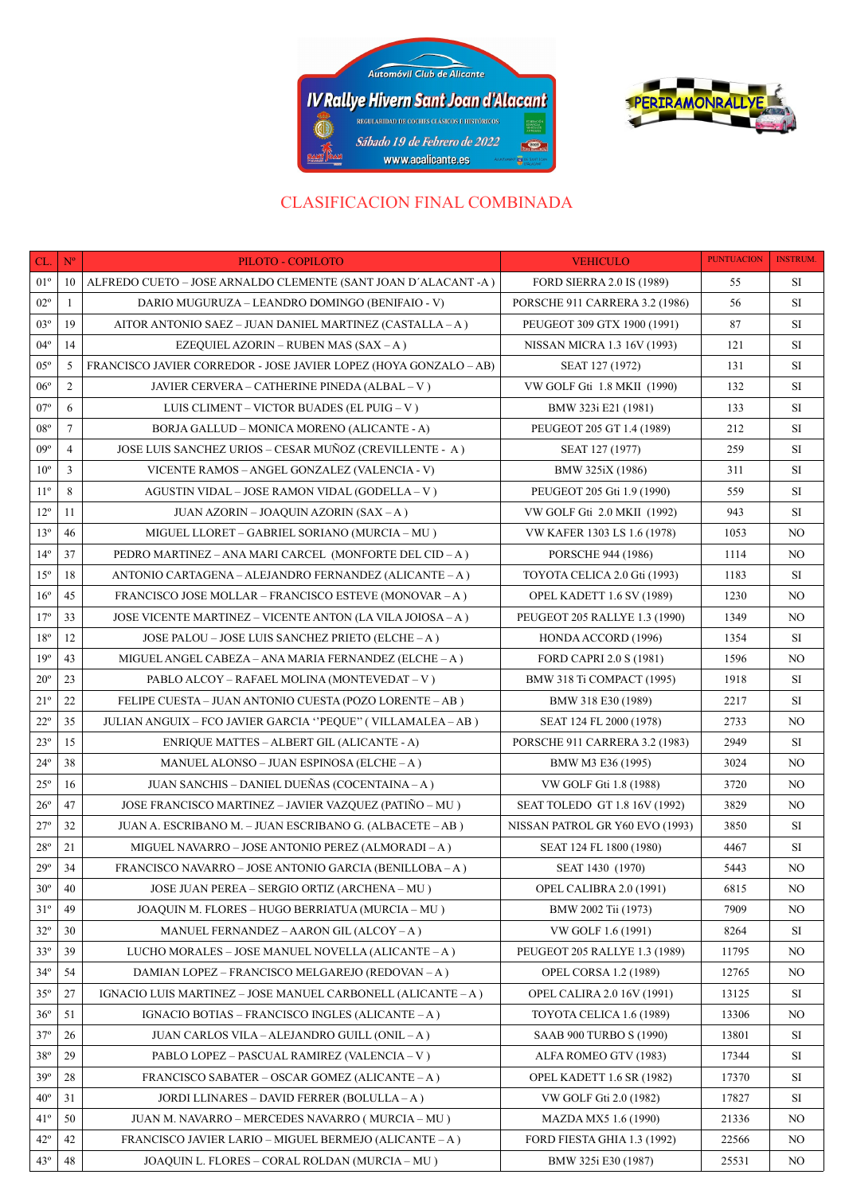# CLASIFICACION FINAL COMBINADA

| CL. | Nº | PILOTO - COPILOTO | VEHICULO | PUNTUACION | INSTRUM. |
|---|---|---|---|---|---|
| 01º | 10 | ALFREDO CUETO – JOSE ARNALDO CLEMENTE (SANT JOAN D´ALACANT -A ) | FORD SIERRA 2.0 IS (1989) | 55 | SI |
| 02º | 1 | DARIO MUGURUZA – LEANDRO DOMINGO (BENIFAIO - V) | PORSCHE 911 CARRERA 3.2 (1986) | 56 | SI |
| 03º | 19 | AITOR ANTONIO SAEZ – JUAN DANIEL MARTINEZ (CASTALLA – A ) | PEUGEOT 309 GTX 1900 (1991) | 87 | SI |
| 04º | 14 | EZEQUIEL AZORIN – RUBEN MAS (SAX – A ) | NISSAN MICRA 1.3 16V (1993) | 121 | SI |
| 05º | 5 | FRANCISCO JAVIER CORREDOR - JOSE JAVIER LOPEZ (HOYA GONZALO – AB) | SEAT 127 (1972) | 131 | SI |
| 06º | 2 | JAVIER CERVERA – CATHERINE PINEDA (ALBAL – V ) | VW GOLF Gti 1.8 MKII (1990) | 132 | SI |
| 07º | 6 | LUIS CLIMENT – VICTOR BUADES (EL PUIG – V ) | BMW 323i E21 (1981) | 133 | SI |
| 08º | 7 | BORJA GALLUD – MONICA MORENO (ALICANTE - A) | PEUGEOT 205 GT 1.4 (1989) | 212 | SI |
| 09º | 4 | JOSE LUIS SANCHEZ URIOS – CESAR MUÑOZ (CREVILLENTE - A ) | SEAT 127 (1977) | 259 | SI |
| 10º | 3 | VICENTE RAMOS – ANGEL GONZALEZ (VALENCIA - V) | BMW 325iX (1986) | 311 | SI |
| 11º | 8 | AGUSTIN VIDAL – JOSE RAMON VIDAL (GODELLA – V ) | PEUGEOT 205 Gti 1.9 (1990) | 559 | SI |
| 12º | 11 | JUAN AZORIN – JOAQUIN AZORIN (SAX – A ) | VW GOLF Gti 2.0 MKII (1992) | 943 | SI |
| 13º | 46 | MIGUEL LLORET – GABRIEL SORIANO (MURCIA – MU ) | VW KAFER 1303 LS 1.6 (1978) | 1053 | NO |
| 14º | 37 | PEDRO MARTINEZ – ANA MARI CARCEL (MONFORTE DEL CID – A ) | PORSCHE 944 (1986) | 1114 | NO |
| 15º | 18 | ANTONIO CARTAGENA – ALEJANDRO FERNANDEZ (ALICANTE – A ) | TOYOTA CELICA 2.0 Gti (1993) | 1183 | SI |
| 16º | 45 | FRANCISCO JOSE MOLLAR – FRANCISCO ESTEVE (MONOVAR – A ) | OPEL KADETT 1.6 SV (1989) | 1230 | NO |
| 17º | 33 | JOSE VICENTE MARTINEZ – VICENTE ANTON (LA VILA JOIOSA – A ) | PEUGEOT 205 RALLYE 1.3 (1990) | 1349 | NO |
| 18º | 12 | JOSE PALOU – JOSE LUIS SANCHEZ PRIETO (ELCHE – A ) | HONDA ACCORD (1996) | 1354 | SI |
| 19º | 43 | MIGUEL ANGEL CABEZA – ANA MARIA FERNANDEZ (ELCHE – A ) | FORD CAPRI 2.0 S (1981) | 1596 | NO |
| 20º | 23 | PABLO ALCOY – RAFAEL MOLINA (MONTEVEDAT – V ) | BMW 318 Ti COMPACT (1995) | 1918 | SI |
| 21º | 22 | FELIPE CUESTA – JUAN ANTONIO CUESTA (POZO LORENTE – AB ) | BMW 318 E30 (1989) | 2217 | SI |
| 22º | 35 | JULIAN ANGUIX – FCO JAVIER GARCIA ‘’PEQUE’’ ( VILLAMALEA – AB ) | SEAT 124 FL 2000 (1978) | 2733 | NO |
| 23º | 15 | ENRIQUE MATTES – ALBERT GIL (ALICANTE - A) | PORSCHE 911 CARRERA 3.2 (1983) | 2949 | SI |
| 24º | 38 | MANUEL ALONSO – JUAN ESPINOSA (ELCHE – A ) | BMW M3 E36 (1995) | 3024 | NO |
| 25º | 16 | JUAN SANCHIS – DANIEL DUEÑAS (COCENTAINA – A ) | VW GOLF Gti 1.8 (1988) | 3720 | NO |
| 26º | 47 | JOSE FRANCISCO MARTINEZ – JAVIER VAZQUEZ (PATIÑO – MU ) | SEAT TOLEDO GT 1.8 16V (1992) | 3829 | NO |
| 27º | 32 | JUAN A. ESCRIBANO M. – JUAN ESCRIBANO G. (ALBACETE – AB ) | NISSAN PATROL GR Y60 EVO (1993) | 3850 | SI |
| 28º | 21 | MIGUEL NAVARRO – JOSE ANTONIO PEREZ (ALMORADI – A ) | SEAT 124 FL 1800 (1980) | 4467 | SI |
| 29º | 34 | FRANCISCO NAVARRO – JOSE ANTONIO GARCIA (BENILLOBA – A ) | SEAT 1430 (1970) | 5443 | NO |
| 30º | 40 | JOSE JUAN PEREA – SERGIO ORTIZ (ARCHENA – MU ) | OPEL CALIBRA 2.0 (1991) | 6815 | NO |
| 31º | 49 | JOAQUIN M. FLORES – HUGO BERRIATUA (MURCIA – MU ) | BMW 2002 Tii (1973) | 7909 | NO |
| 32º | 30 | MANUEL FERNANDEZ – AARON GIL (ALCOY – A ) | VW GOLF 1.6 (1991) | 8264 | SI |
| 33º | 39 | LUCHO MORALES – JOSE MANUEL NOVELLA (ALICANTE – A ) | PEUGEOT 205 RALLYE 1.3 (1989) | 11795 | NO |
| 34º | 54 | DAMIAN LOPEZ – FRANCISCO MELGAREJO (REDOVAN – A ) | OPEL CORSA 1.2 (1989) | 12765 | NO |
| 35º | 27 | IGNACIO LUIS MARTINEZ – JOSE MANUEL CARBONELL (ALICANTE – A ) | OPEL CALIRA 2.0 16V (1991) | 13125 | SI |
| 36º | 51 | IGNACIO BOTIAS – FRANCISCO INGLES (ALICANTE – A ) | TOYOTA CELICA 1.6 (1989) | 13306 | NO |
| 37º | 26 | JUAN CARLOS VILA – ALEJANDRO GUILL (ONIL – A ) | SAAB 900 TURBO S (1990) | 13801 | SI |
| 38º | 29 | PABLO LOPEZ – PASCUAL RAMIREZ (VALENCIA – V ) | ALFA ROMEO GTV (1983) | 17344 | SI |
| 39º | 28 | FRANCISCO SABATER – OSCAR GOMEZ (ALICANTE – A ) | OPEL KADETT 1.6 SR (1982) | 17370 | SI |
| 40º | 31 | JORDI LLINARES – DAVID FERRER (BOLULLA – A ) | VW GOLF Gti 2.0 (1982) | 17827 | SI |
| 41º | 50 | JUAN M. NAVARRO – MERCEDES NAVARRO ( MURCIA – MU ) | MAZDA MX5 1.6 (1990) | 21336 | NO |
| 42º | 42 | FRANCISCO JAVIER LARIO – MIGUEL BERMEJO (ALICANTE – A ) | FORD FIESTA GHIA 1.3 (1992) | 22566 | NO |
| 43º | 48 | JOAQUIN L. FLORES – CORAL ROLDAN (MURCIA – MU ) | BMW 325i E30 (1987) | 25531 | NO |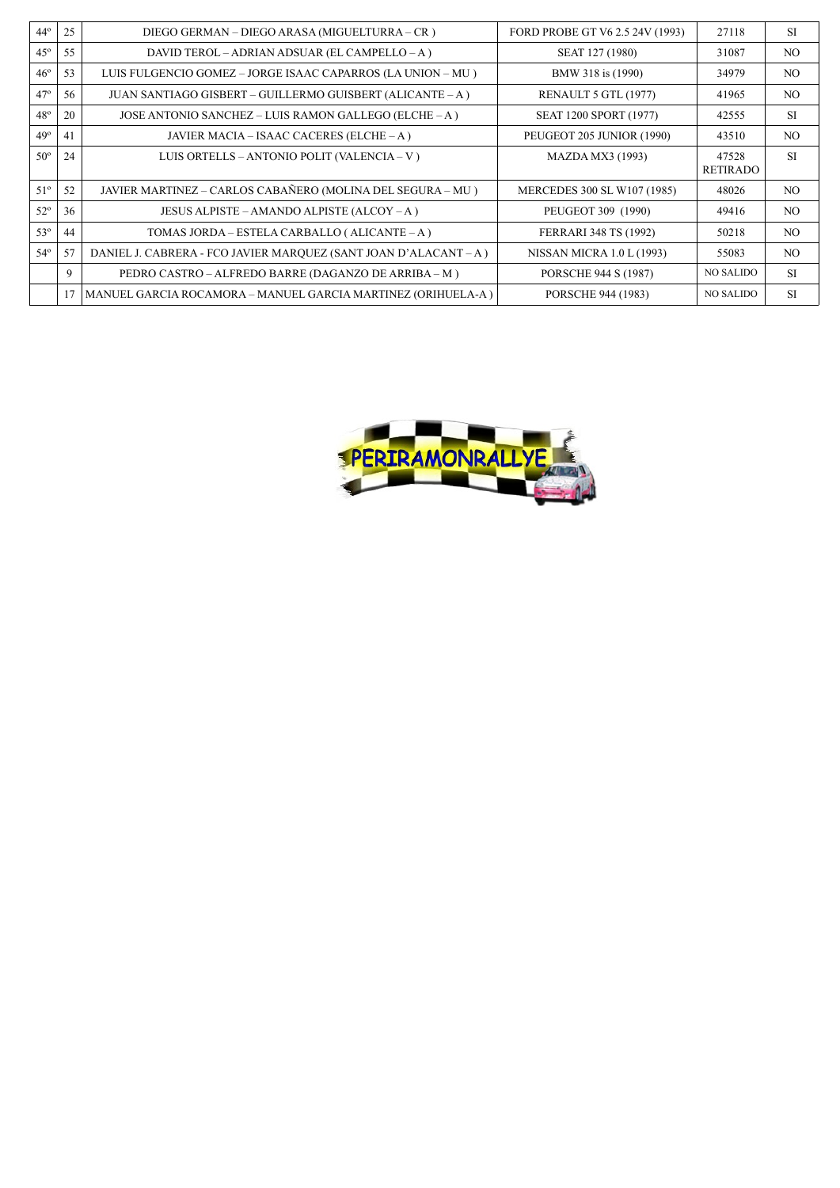| | | | | | |
|---|---|---|---|---|---|
| 44º | 25 | DIEGO GERMAN – DIEGO ARASA (MIGUELTURRA – CR ) | FORD PROBE GT V6 2.5 24V (1993) | 27118 | SI |
| 45º | 55 | DAVID TEROL – ADRIAN ADSUAR (EL CAMPELLO – A ) | SEAT 127 (1980) | 31087 | NO |
| 46º | 53 | LUIS FULGENCIO GOMEZ – JORGE ISAAC CAPARROS (LA UNION – MU ) | BMW 318 is (1990) | 34979 | NO |
| 47º | 56 | JUAN SANTIAGO GISBERT – GUILLERMO GUISBERT (ALICANTE – A ) | RENAULT 5 GTL (1977) | 41965 | NO |
| 48º | 20 | JOSE ANTONIO SANCHEZ – LUIS RAMON GALLEGO (ELCHE – A ) | SEAT 1200 SPORT (1977) | 42555 | SI |
| 49º | 41 | JAVIER MACIA – ISAAC CACERES (ELCHE – A ) | PEUGEOT 205 JUNIOR (1990) | 43510 | NO |
| 50º | 24 | LUIS ORTELLS – ANTONIO POLIT (VALENCIA – V ) | MAZDA MX3 (1993) | 47528 RETIRADO | SI |
| 51º | 52 | JAVIER MARTINEZ – CARLOS CABAÑERO (MOLINA DEL SEGURA – MU ) | MERCEDES 300 SL W107 (1985) | 48026 | NO |
| 52º | 36 | JESUS ALPISTE – AMANDO ALPISTE (ALCOY – A ) | PEUGEOT 309 (1990) | 49416 | NO |
| 53º | 44 | TOMAS JORDA – ESTELA CARBALLO ( ALICANTE – A ) | FERRARI 348 TS (1992) | 50218 | NO |
| 54º | 57 | DANIEL J. CABRERA - FCO JAVIER MARQUEZ (SANT JOAN D'ALACANT – A ) | NISSAN MICRA 1.0 L (1993) | 55083 | NO |
| | 9 | PEDRO CASTRO – ALFREDO BARRE (DAGANZO DE ARRIBA – M ) | PORSCHE 944 S (1987) | NO SALIDO | SI |
| | 17 | MANUEL GARCIA ROCAMORA – MANUEL GARCIA MARTINEZ (ORIHUELA-A ) | PORSCHE 944 (1983) | NO SALIDO | SI |

PERIRAMONRALLYE